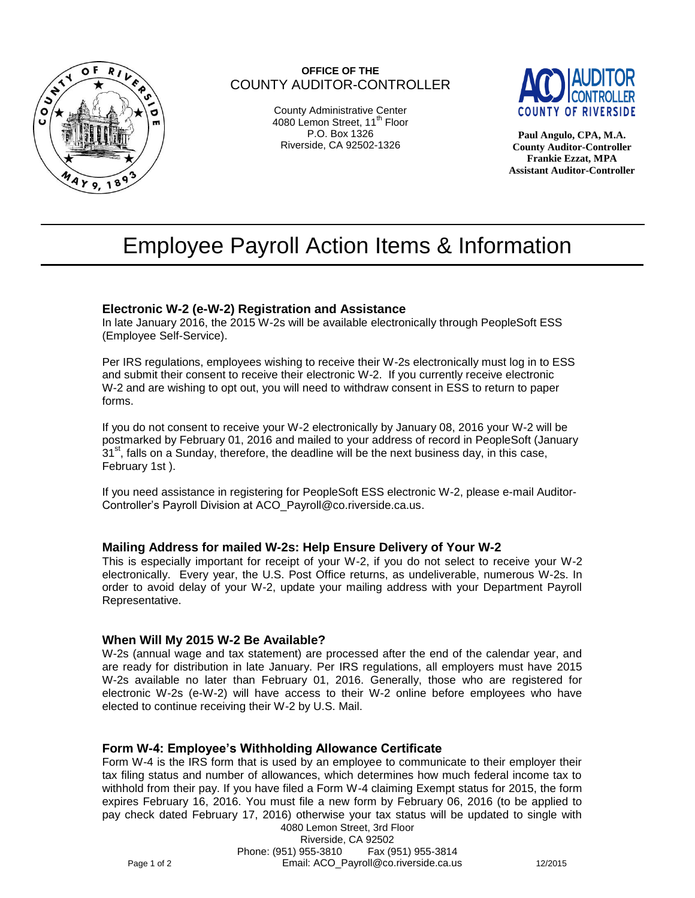**OFFICE OF THE**
COUNTY AUDITOR-CONTROLLER

County Administrative Center
4080 Lemon Street, 11th Floor
P.O. Box 1326
Riverside, CA 92502-1326

**Paul Angulo, CPA, M.A.**
**County Auditor-Controller**
**Frankie Ezzat, MPA**
**Assistant Auditor-Controller**

# Employee Payroll Action Items & Information

## Electronic W-2 (e-W-2) Registration and Assistance

In late January 2016, the 2015 W-2s will be available electronically through PeopleSoft ESS (Employee Self-Service).

Per IRS regulations, employees wishing to receive their W-2s electronically must log in to ESS and submit their consent to receive their electronic W-2. If you currently receive electronic W-2 and are wishing to opt out, you will need to withdraw consent in ESS to return to paper forms.

If you do not consent to receive your W-2 electronically by January 08, 2016 your W-2 will be postmarked by February 01, 2016 and mailed to your address of record in PeopleSoft (January 31st, falls on a Sunday, therefore, the deadline will be the next business day, in this case, February 1st ).

If you need assistance in registering for PeopleSoft ESS electronic W-2, please e-mail Auditor-Controller's Payroll Division at ACO_Payroll@co.riverside.ca.us.

## Mailing Address for mailed W-2s: Help Ensure Delivery of Your W-2

This is especially important for receipt of your W-2, if you do not select to receive your W-2 electronically. Every year, the U.S. Post Office returns, as undeliverable, numerous W-2s. In order to avoid delay of your W-2, update your mailing address with your Department Payroll Representative.

## When Will My 2015 W-2 Be Available?

W-2s (annual wage and tax statement) are processed after the end of the calendar year, and are ready for distribution in late January. Per IRS regulations, all employers must have 2015 W-2s available no later than February 01, 2016. Generally, those who are registered for electronic W-2s (e-W-2) will have access to their W-2 online before employees who have elected to continue receiving their W-2 by U.S. Mail.

## Form W-4: Employee's Withholding Allowance Certificate

Form W-4 is the IRS form that is used by an employee to communicate to their employer their tax filing status and number of allowances, which determines how much federal income tax to withhold from their pay. If you have filed a Form W-4 claiming Exempt status for 2015, the form expires February 16, 2016. You must file a new form by February 06, 2016 (to be applied to pay check dated February 17, 2016) otherwise your tax status will be updated to single with

4080 Lemon Street, 3rd Floor
Riverside, CA 92502
Phone: (951) 955-3810 Fax (951) 955-3814
Email: ACO_Payroll@co.riverside.ca.us

12/2015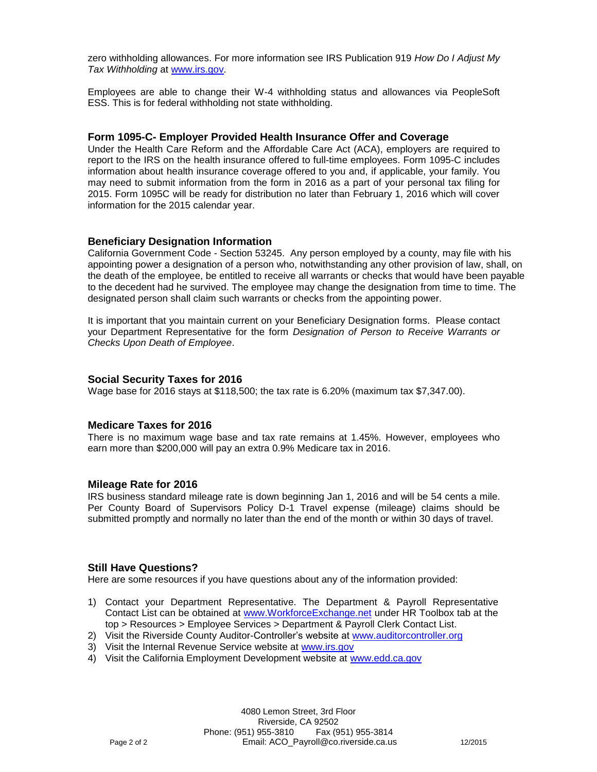zero withholding allowances. For more information see IRS Publication 919 *How Do I Adjust My Tax Withholding* at www.irs.gov.

Employees are able to change their W-4 withholding status and allowances via PeopleSoft ESS. This is for federal withholding not state withholding.

## Form 1095-C- Employer Provided Health Insurance Offer and Coverage

Under the Health Care Reform and the Affordable Care Act (ACA), employers are required to report to the IRS on the health insurance offered to full-time employees. Form 1095-C includes information about health insurance coverage offered to you and, if applicable, your family. You may need to submit information from the form in 2016 as a part of your personal tax filing for 2015. Form 1095C will be ready for distribution no later than February 1, 2016 which will cover information for the 2015 calendar year.

## Beneficiary Designation Information

California Government Code - Section 53245. Any person employed by a county, may file with his appointing power a designation of a person who, notwithstanding any other provision of law, shall, on the death of the employee, be entitled to receive all warrants or checks that would have been payable to the decedent had he survived. The employee may change the designation from time to time. The designated person shall claim such warrants or checks from the appointing power.

It is important that you maintain current on your Beneficiary Designation forms. Please contact your Department Representative for the form *Designation of Person to Receive Warrants or Checks Upon Death of Employee*.

## Social Security Taxes for 2016

Wage base for 2016 stays at $118,500; the tax rate is 6.20% (maximum tax $7,347.00).

## Medicare Taxes for 2016

There is no maximum wage base and tax rate remains at 1.45%. However, employees who earn more than $200,000 will pay an extra 0.9% Medicare tax in 2016.

## Mileage Rate for 2016

IRS business standard mileage rate is down beginning Jan 1, 2016 and will be 54 cents a mile. Per County Board of Supervisors Policy D-1 Travel expense (mileage) claims should be submitted promptly and normally no later than the end of the month or within 30 days of travel.

## Still Have Questions?

Here are some resources if you have questions about any of the information provided:

1) Contact your Department Representative. The Department & Payroll Representative Contact List can be obtained at www.WorkforceExchange.net under HR Toolbox tab at the top > Resources > Employee Services > Department & Payroll Clerk Contact List.
2) Visit the Riverside County Auditor-Controller's website at www.auditorcontroller.org
3) Visit the Internal Revenue Service website at www.irs.gov
4) Visit the California Employment Development website at www.edd.ca.gov

4080 Lemon Street, 3rd Floor
Riverside, CA 92502
Phone: (951) 955-3810 Fax (951) 955-3814
Email: ACO_Payroll@co.riverside.ca.us

12/2015